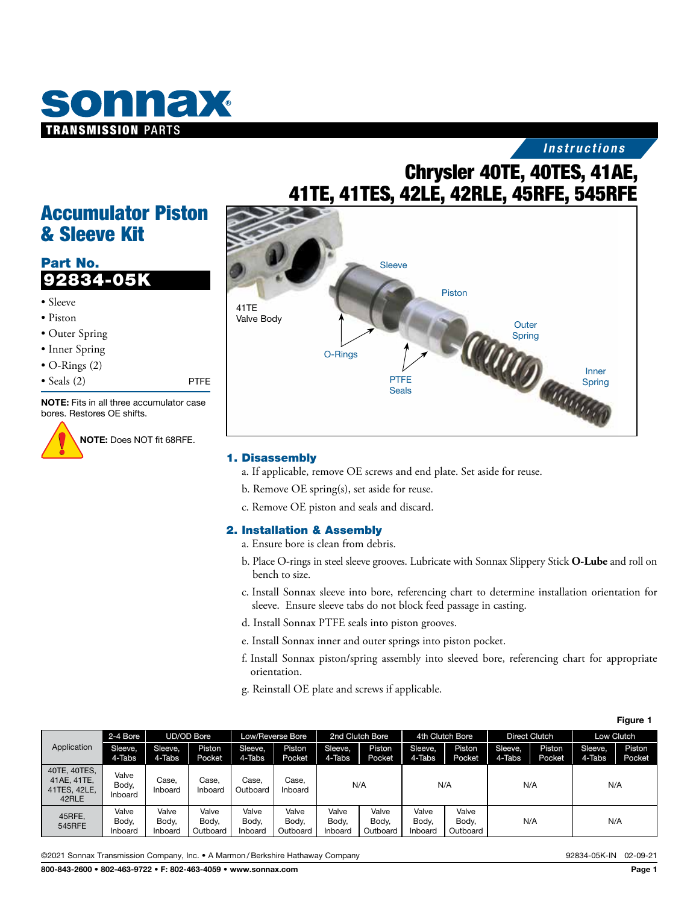# sonnax TRANSMISSION PARTS

*Instructions*

# Chrysler 40TE, 40TES, 41AE, 41TE, 41TES, 42LE, 42RLE, 45RFE, 545RFE

## Accumulator Piston & Sleeve Kit

**Part No.**
**92834-05K**

- Sleeve
- Piston
- Outer Spring
- Inner Spring
- O-Rings (2)
- Seals (2) PTFE

**NOTE:** Fits in all three accumulator case bores. Restores OE shifts.

**NOTE:** Does NOT fit 68RFE.

41TE Valve Body, Sleeve, Piston, Outer Spring, Inner Spring, O-Rings, PTFE Seals

### 1. Disassembly

a. If applicable, remove OE screws and end plate. Set aside for reuse.

b. Remove OE spring(s), set aside for reuse.

c. Remove OE piston and seals and discard.

### 2. Installation & Assembly

a. Ensure bore is clean from debris.

b. Place O-rings in steel sleeve grooves. Lubricate with Sonnax Slippery Stick **O-Lube** and roll on bench to size.

c. Install Sonnax sleeve into bore, referencing chart to determine installation orientation for sleeve. Ensure sleeve tabs do not block feed passage in casting.

d. Install Sonnax PTFE seals into piston grooves.

e. Install Sonnax inner and outer springs into piston pocket.

f. Install Sonnax piston/spring assembly into sleeved bore, referencing chart for appropriate orientation.

g. Reinstall OE plate and screws if applicable.

**Figure 1**

| Application | 2-4 Bore | UD/OD Bore | | Low/Reverse Bore | | 2nd Clutch Bore | | 4th Clutch Bore | | Direct Clutch | | Low Clutch | |
|---|---|---|---|---|---|---|---|---|---|---|---|---|---|
| | Sleeve, 4-Tabs | Sleeve, 4-Tabs | Piston Pocket | Sleeve, 4-Tabs | Piston Pocket | Sleeve, 4-Tabs | Piston Pocket | Sleeve, 4-Tabs | Piston Pocket | Sleeve, 4-Tabs | Piston Pocket | Sleeve, 4-Tabs | Piston Pocket |
| 40TE, 40TES, 41AE, 41TE, 41TES, 42LE, 42RLE | Valve Body, Inboard | Case, Inboard | Case, Inboard | Case, Outboard | Case, Inboard | N/A | | N/A | | N/A | | N/A | |
| 45RFE, 545RFE | Valve Body, Inboard | Valve Body, Inboard | Valve Body, Outboard | Valve Body, Inboard | Valve Body, Outboard | Valve Body, Inboard | Valve Body, Outboard | Valve Body, Inboard | Valve Body, Outboard | N/A | | N/A | |

©2021 Sonnax Transmission Company, Inc. • A Marmon / Berkshire Hathaway Company 92834-05K-IN 02-09-21

800-843-2600 • 802-463-9722 • F: 802-463-4059 • www.sonnax.com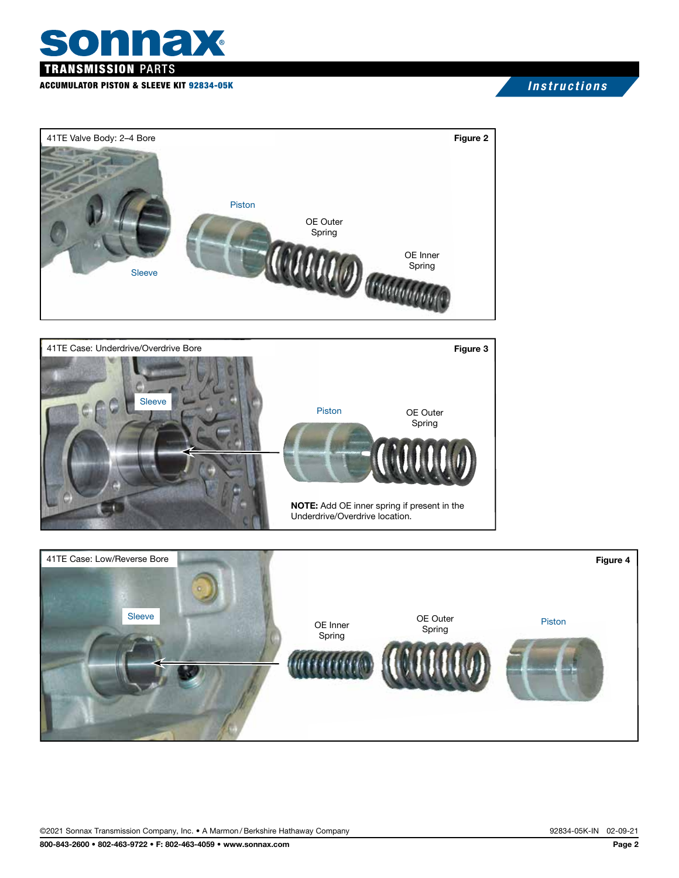**Figure 2**

41TE Valve Body: 2–4 Bore

Piston

OE Outer Spring

OE Inner Spring

Sleeve

**Figure 3**

41TE Case: Underdrive/Overdrive Bore

Sleeve

Piston

OE Outer Spring

**NOTE:** Add OE inner spring if present in the Underdrive/Overdrive location.

**Figure 4**

41TE Case: Low/Reverse Bore

Sleeve

OE Inner Spring

OE Outer Spring

Piston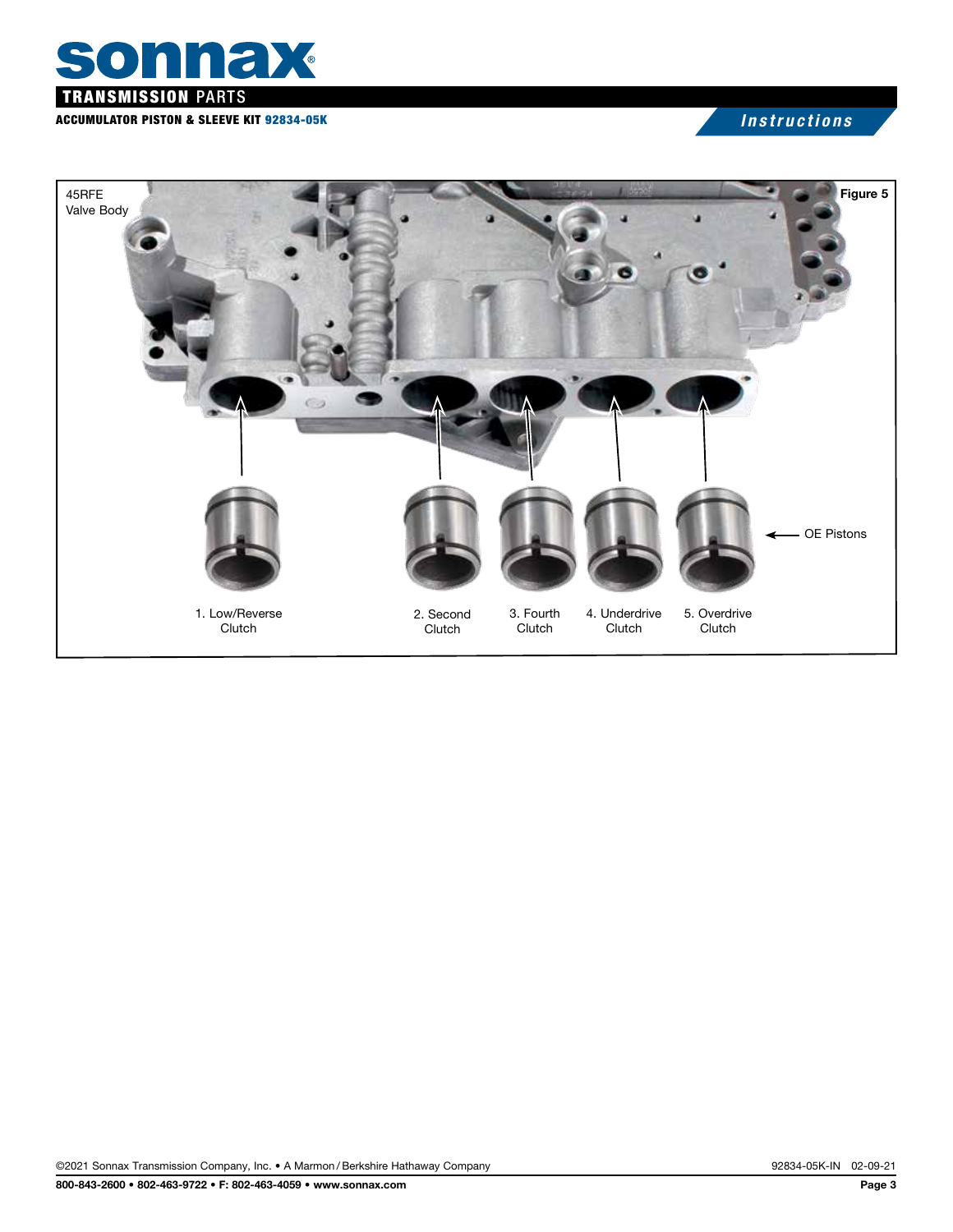Figure 5

45RFE Valve Body

OE Pistons

1. Low/Reverse Clutch

2. Second Clutch

3. Fourth Clutch

4. Underdrive Clutch

5. Overdrive Clutch